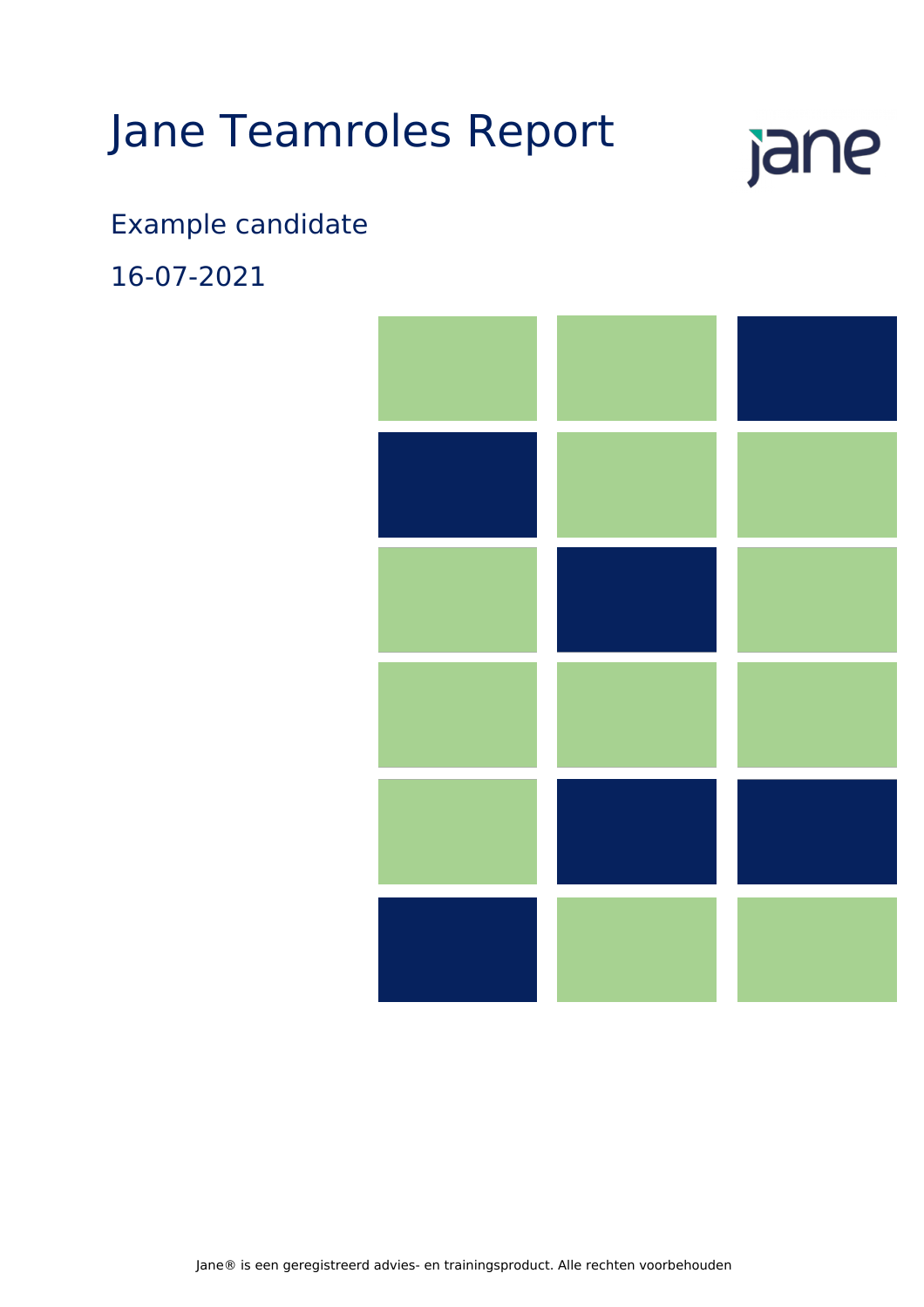# Jane Teamroles Report

Example candidate

16-07-2021

Jane® is een geregistreerd advies- en trainingsproduct. Alle rechten voorbehouden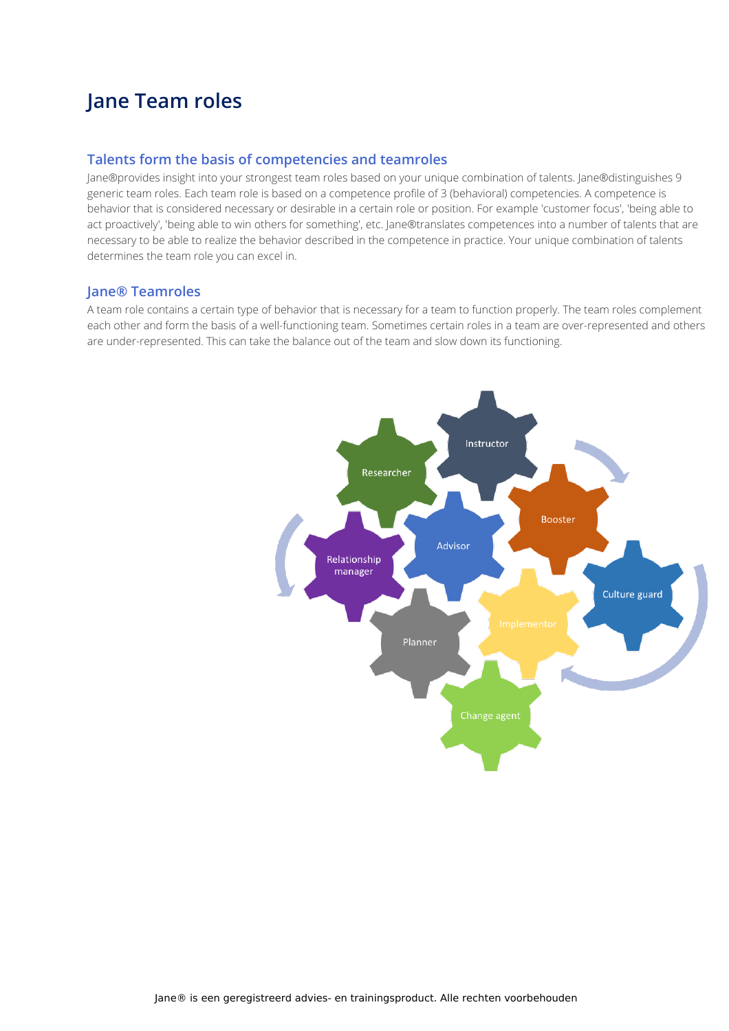# Jane Team roles

## Talents form the basis of competencies and teamroles

Jane®provides insight into your strongest team roles based on your unique combination of talents. Jane®distinguishes 9 generic team roles. Each team role is based on a competence profile of 3 (behavioral) competencies. A competence is behavior that is considered necessary or desirable in a certain role or position. For example 'customer focus', 'being able to act proactively', 'being able to win others for something', etc. Jane®translates competences into a number of talents that are necessary to be able to realize the behavior described in the competence in practice. Your unique combination of talents determines the team role you can excel in.

## Jane® Teamroles

A team role contains a certain type of behavior that is necessary for a team to function properly. The team roles complement each other and form the basis of a well-functioning team. Sometimes certain roles in a team are over-represented and others are under-represented. This can take the balance out of the team and slow down its functioning.

Instructor
Researcher
Booster
Advisor
Relationship manager
Culture guard
Implementor
Planner
Change agent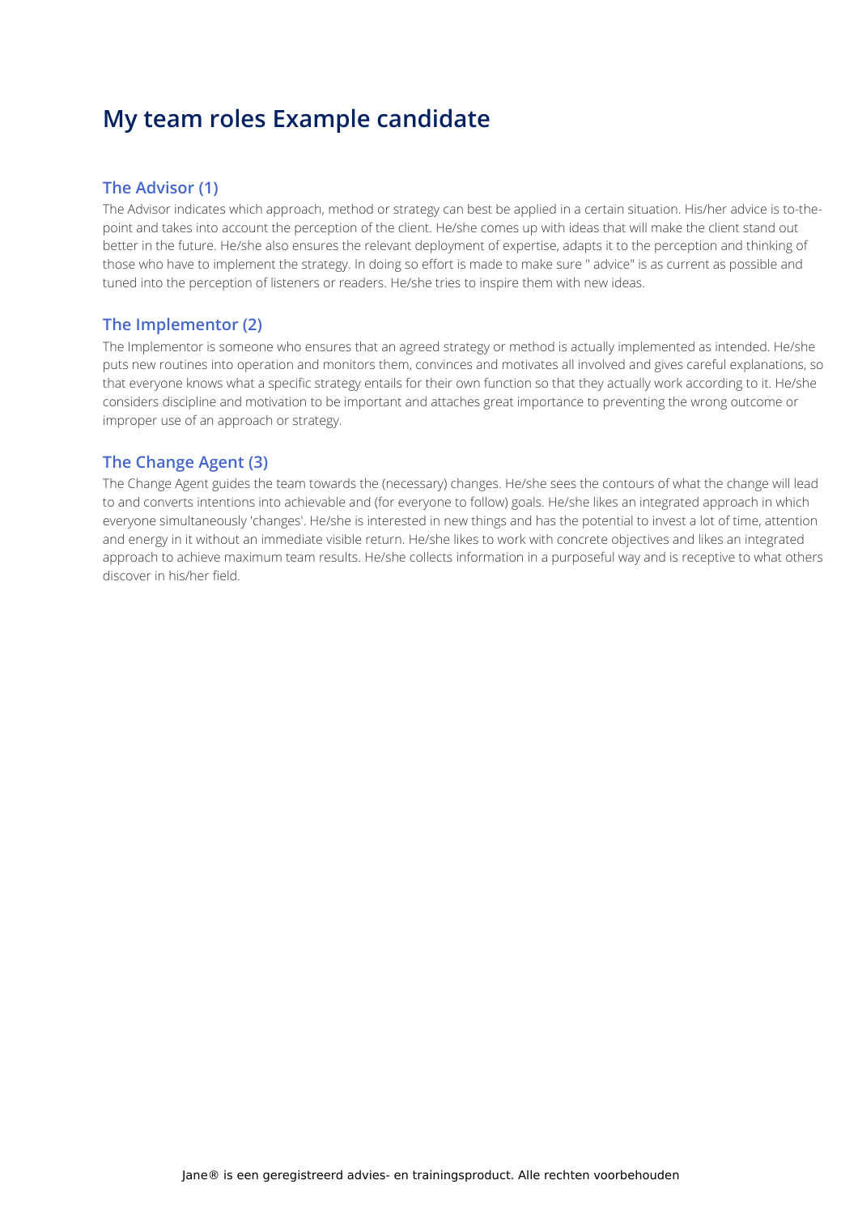# My team roles Example candidate

## The Advisor (1)

The Advisor indicates which approach, method or strategy can best be applied in a certain situation. His/her advice is to-the-point and takes into account the perception of the client. He/she comes up with ideas that will make the client stand out better in the future. He/she also ensures the relevant deployment of expertise, adapts it to the perception and thinking of those who have to implement the strategy. In doing so effort is made to make sure " advice" is as current as possible and tuned into the perception of listeners or readers. He/she tries to inspire them with new ideas.

## The Implementor (2)

The Implementor is someone who ensures that an agreed strategy or method is actually implemented as intended. He/she puts new routines into operation and monitors them, convinces and motivates all involved and gives careful explanations, so that everyone knows what a specific strategy entails for their own function so that they actually work according to it. He/she considers discipline and motivation to be important and attaches great importance to preventing the wrong outcome or improper use of an approach or strategy.

## The Change Agent (3)

The Change Agent guides the team towards the (necessary) changes. He/she sees the contours of what the change will lead to and converts intentions into achievable and (for everyone to follow) goals. He/she likes an integrated approach in which everyone simultaneously 'changes'. He/she is interested in new things and has the potential to invest a lot of time, attention and energy in it without an immediate visible return. He/she likes to work with concrete objectives and likes an integrated approach to achieve maximum team results. He/she collects information in a purposeful way and is receptive to what others discover in his/her field.

Jane® is een geregistreerd advies- en trainingsproduct. Alle rechten voorbehouden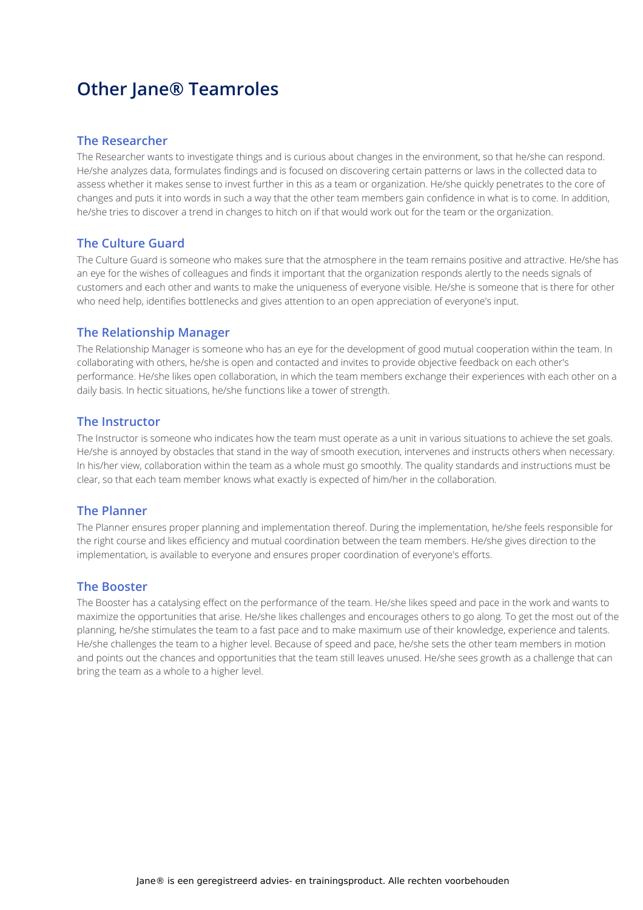# Other Jane® Teamroles

## The Researcher

The Researcher wants to investigate things and is curious about changes in the environment, so that he/she can respond. He/she analyzes data, formulates findings and is focused on discovering certain patterns or laws in the collected data to assess whether it makes sense to invest further in this as a team or organization. He/she quickly penetrates to the core of changes and puts it into words in such a way that the other team members gain confidence in what is to come. In addition, he/she tries to discover a trend in changes to hitch on if that would work out for the team or the organization.

## The Culture Guard

The Culture Guard is someone who makes sure that the atmosphere in the team remains positive and attractive. He/she has an eye for the wishes of colleagues and finds it important that the organization responds alertly to the needs signals of customers and each other and wants to make the uniqueness of everyone visible. He/she is someone that is there for other who need help, identifies bottlenecks and gives attention to an open appreciation of everyone's input.

## The Relationship Manager

The Relationship Manager is someone who has an eye for the development of good mutual cooperation within the team. In collaborating with others, he/she is open and contacted and invites to provide objective feedback on each other's performance. He/she likes open collaboration, in which the team members exchange their experiences with each other on a daily basis. In hectic situations, he/she functions like a tower of strength.

## The Instructor

The Instructor is someone who indicates how the team must operate as a unit in various situations to achieve the set goals. He/she is annoyed by obstacles that stand in the way of smooth execution, intervenes and instructs others when necessary. In his/her view, collaboration within the team as a whole must go smoothly. The quality standards and instructions must be clear, so that each team member knows what exactly is expected of him/her in the collaboration.

## The Planner

The Planner ensures proper planning and implementation thereof. During the implementation, he/she feels responsible for the right course and likes efficiency and mutual coordination between the team members. He/she gives direction to the implementation, is available to everyone and ensures proper coordination of everyone's efforts.

## The Booster

The Booster has a catalysing effect on the performance of the team. He/she likes speed and pace in the work and wants to maximize the opportunities that arise. He/she likes challenges and encourages others to go along. To get the most out of the planning, he/she stimulates the team to a fast pace and to make maximum use of their knowledge, experience and talents. He/she challenges the team to a higher level. Because of speed and pace, he/she sets the other team members in motion and points out the chances and opportunities that the team still leaves unused. He/she sees growth as a challenge that can bring the team as a whole to a higher level.